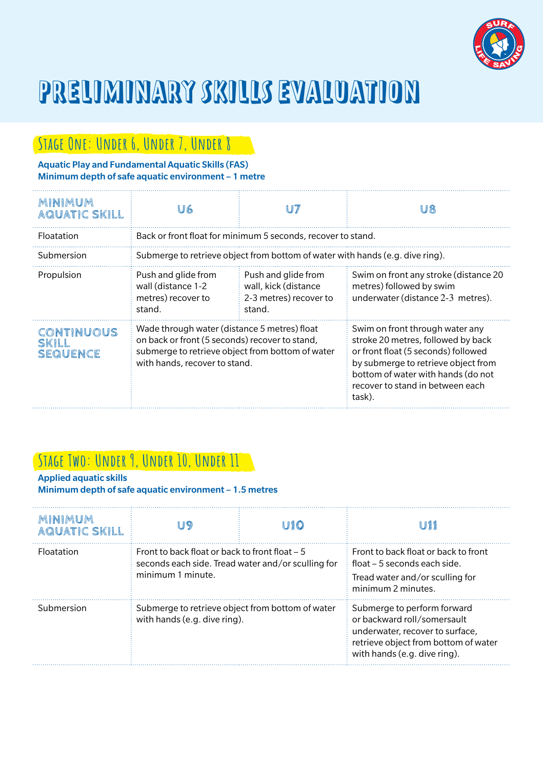# PRELIMINARY SKILLS EVALUATION

## Stage One: Under 6, Under 7, Under 8

**Aquatic Play and Fundamental Aquatic Skills (FAS)**
**Minimum depth of safe aquatic environment – 1 metre**

| MINIMUM AQUATIC SKILL | U6 | U7 | U8 |
|---|---|---|---|
| Floatation | Back or front float for minimum 5 seconds, recover to stand. | | |
| Submersion | Submerge to retrieve object from bottom of water with hands (e.g. dive ring). | | |
| Propulsion | Push and glide from wall (distance 1-2 metres) recover to stand. | Push and glide from wall, kick (distance 2-3 metres) recover to stand. | Swim on front any stroke (distance 20 metres) followed by swim underwater (distance 2-3 metres). |
| CONTINUOUS SKILL SEQUENCE | Wade through water (distance 5 metres) float on back or front (5 seconds) recover to stand, submerge to retrieve object from bottom of water with hands, recover to stand. | | Swim on front through water any stroke 20 metres, followed by back or front float (5 seconds) followed by submerge to retrieve object from bottom of water with hands (do not recover to stand in between each task). |

## Stage Two: Under 9, Under 10, Under 11

**Applied aquatic skills**
**Minimum depth of safe aquatic environment – 1.5 metres**

| MINIMUM AQUATIC SKILL | U9 | U10 | U11 |
|---|---|---|---|
| Floatation | Front to back float or back to front float – 5 seconds each side. Tread water and/or sculling for minimum 1 minute. | | Front to back float or back to front float – 5 seconds each side.<br>Tread water and/or sculling for minimum 2 minutes. |
| Submersion | Submerge to retrieve object from bottom of water with hands (e.g. dive ring). | | Submerge to perform forward or backward roll/somersault underwater, recover to surface, retrieve object from bottom of water with hands (e.g. dive ring). |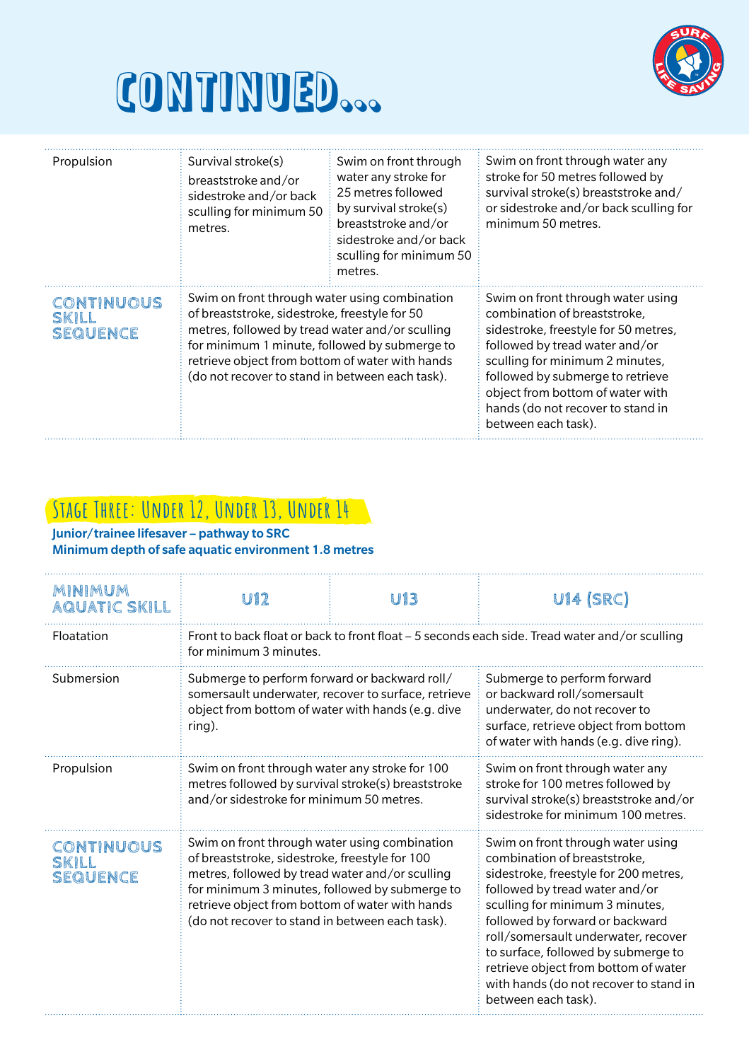# CONTINUED...

| | | | |
|---|---|---|---|
| Propulsion | Survival stroke(s) breaststroke and/or sidestroke and/or back sculling for minimum 50 metres. | Swim on front through water any stroke for 25 metres followed by survival stroke(s) breaststroke and/or sidestroke and/or back sculling for minimum 50 metres. | Swim on front through water any stroke for 50 metres followed by survival stroke(s) breaststroke and/or sidestroke and/or back sculling for minimum 50 metres. |
| CONTINUOUS SKILL SEQUENCE | Swim on front through water using combination of breaststroke, sidestroke, freestyle for 50 metres, followed by tread water and/or sculling for minimum 1 minute, followed by submerge to retrieve object from bottom of water with hands (do not recover to stand in between each task). | | Swim on front through water using combination of breaststroke, sidestroke, freestyle for 50 metres, followed by tread water and/or sculling for minimum 2 minutes, followed by submerge to retrieve object from bottom of water with hands (do not recover to stand in between each task). |

## Stage Three: Under 12, Under 13, Under 14

**Junior/trainee lifesaver – pathway to SRC**
**Minimum depth of safe aquatic environment 1.8 metres**

| MINIMUM AQUATIC SKILL | U12 | U13 | U14 (SRC) |
|---|---|---|---|
| Floatation | Front to back float or back to front float – 5 seconds each side. Tread water and/or sculling for minimum 3 minutes. | | |
| Submersion | Submerge to perform forward or backward roll/somersault underwater, recover to surface, retrieve object from bottom of water with hands (e.g. dive ring). | | Submerge to perform forward or backward roll/somersault underwater, do not recover to surface, retrieve object from bottom of water with hands (e.g. dive ring). |
| Propulsion | Swim on front through water any stroke for 100 metres followed by survival stroke(s) breaststroke and/or sidestroke for minimum 50 metres. | | Swim on front through water any stroke for 100 metres followed by survival stroke(s) breaststroke and/or sidestroke for minimum 100 metres. |
| CONTINUOUS SKILL SEQUENCE | Swim on front through water using combination of breaststroke, sidestroke, freestyle for 100 metres, followed by tread water and/or sculling for minimum 3 minutes, followed by submerge to retrieve object from bottom of water with hands (do not recover to stand in between each task). | | Swim on front through water using combination of breaststroke, sidestroke, freestyle for 200 metres, followed by tread water and/or sculling for minimum 3 minutes, followed by forward or backward roll/somersault underwater, recover to surface, followed by submerge to retrieve object from bottom of water with hands (do not recover to stand in between each task). |